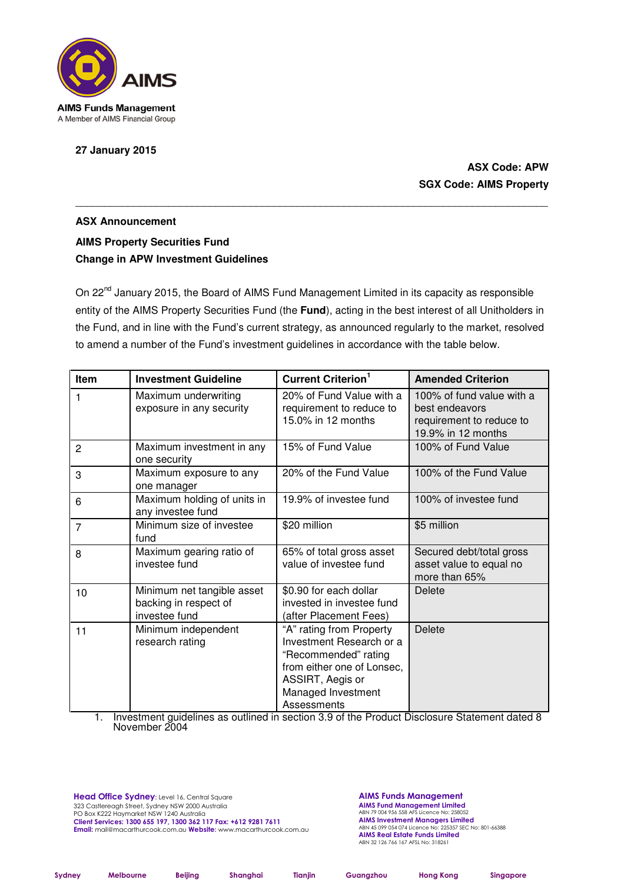AIMS Funds Management
A Member of AIMS Financial Group

**27 January 2015**

**ASX Code: APW**
**SGX Code: AIMS Property**

---

**ASX Announcement**

**AIMS Property Securities Fund**
**Change in APW Investment Guidelines**

On 22nd January 2015, the Board of AIMS Fund Management Limited in its capacity as responsible entity of the AIMS Property Securities Fund (the **Fund**), acting in the best interest of all Unitholders in the Fund, and in line with the Fund's current strategy, as announced regularly to the market, resolved to amend a number of the Fund's investment guidelines in accordance with the table below.

| Item | Investment Guideline | Current Criterion[1] | Amended Criterion |
|---|---|---|---|
| 1 | Maximum underwriting exposure in any security | 20% of Fund Value with a requirement to reduce to 15.0% in 12 months | 100% of fund value with a best endeavors requirement to reduce to 19.9% in 12 months |
| 2 | Maximum investment in any one security | 15% of Fund Value | 100% of Fund Value |
| 3 | Maximum exposure to any one manager | 20% of the Fund Value | 100% of the Fund Value |
| 6 | Maximum holding of units in any investee fund | 19.9% of investee fund | 100% of investee fund |
| 7 | Minimum size of investee fund | $20 million | $5 million |
| 8 | Maximum gearing ratio of investee fund | 65% of total gross asset value of investee fund | Secured debt/total gross asset value to equal no more than 65% |
| 10 | Minimum net tangible asset backing in respect of investee fund | $0.90 for each dollar invested in investee fund (after Placement Fees) | Delete |
| 11 | Minimum independent research rating | "A" rating from Property Investment Research or a "Recommended" rating from either one of Lonsec, ASSIRT, Aegis or Managed Investment Assessments | Delete |

1. Investment guidelines as outlined in section 3.9 of the Product Disclosure Statement dated 8 November 2004

**Head Office Sydney**: Level 16, Central Square
323 Castlereagh Street, Sydney NSW 2000 Australia
PO Box K222 Haymarket NSW 1240 Australia
**Client Services: 1300 655 197, 1300 362 117 Fax: +612 9281 7611**
**Email:** mail@macarthurcook.com.au **Website:** www.macarthurcook.com.au

**AIMS Funds Management**
**AIMS Fund Management Limited**
ABN 79 004 956 558 AFS Licence No: 258052
**AIMS Investment Managers Limited**
ABN 45 099 054 074 Licence No: 225357 SEC No: 801-66388
**AIMS Real Estate Funds Limited**
ABN 32 126 766 167 AFSL No: 318261

Sydney Melbourne Beijing Shanghai Tianjin Guangzhou Hong Kong Singapore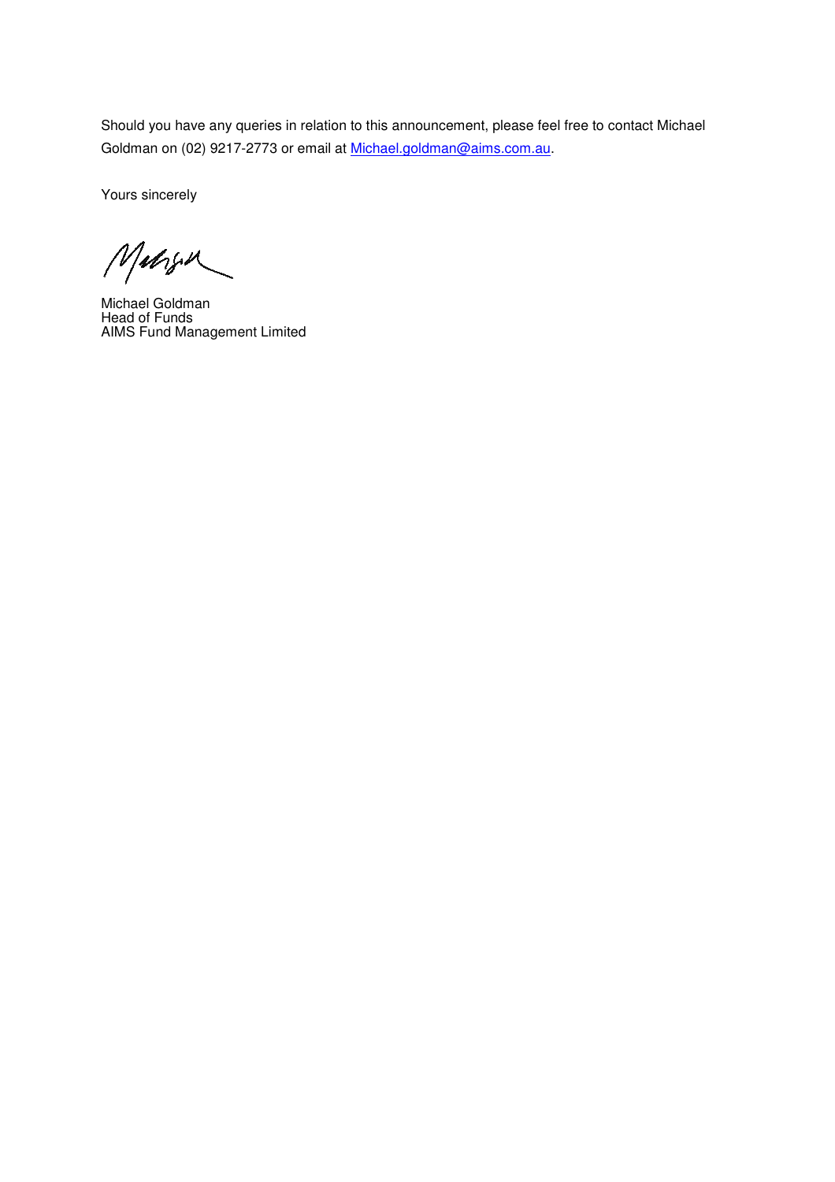Should you have any queries in relation to this announcement, please feel free to contact Michael Goldman on (02) 9217-2773 or email at Michael.goldman@aims.com.au.

Yours sincerely

Michael Goldman
Head of Funds
AIMS Fund Management Limited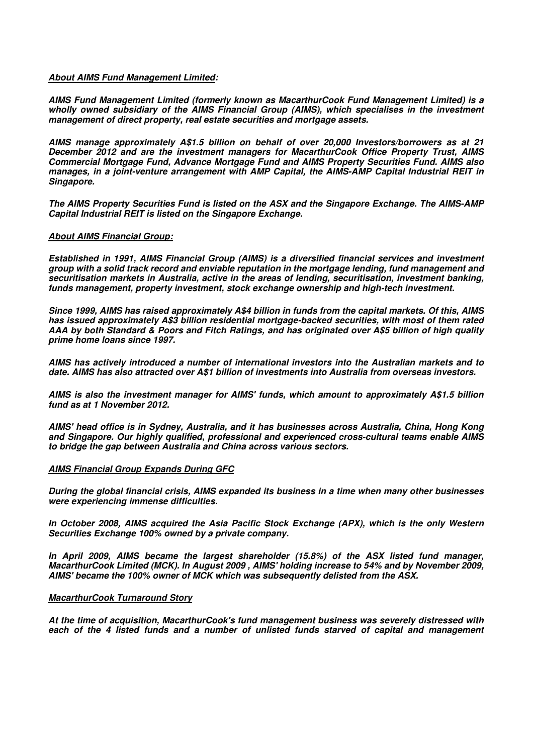***About AIMS Fund Management Limited:***

***AIMS Fund Management Limited (formerly known as MacarthurCook Fund Management Limited) is a wholly owned subsidiary of the AIMS Financial Group (AIMS), which specialises in the investment management of direct property, real estate securities and mortgage assets.***

***AIMS manage approximately A$1.5 billion on behalf of over 20,000 Investors/borrowers as at 21 December 2012 and are the investment managers for MacarthurCook Office Property Trust, AIMS Commercial Mortgage Fund, Advance Mortgage Fund and AIMS Property Securities Fund. AIMS also manages, in a joint-venture arrangement with AMP Capital, the AIMS-AMP Capital Industrial REIT in Singapore.***

***The AIMS Property Securities Fund is listed on the ASX and the Singapore Exchange. The AIMS-AMP Capital Industrial REIT is listed on the Singapore Exchange.***

***About AIMS Financial Group:***

***Established in 1991, AIMS Financial Group (AIMS) is a diversified financial services and investment group with a solid track record and enviable reputation in the mortgage lending, fund management and securitisation markets in Australia, active in the areas of lending, securitisation, investment banking, funds management, property investment, stock exchange ownership and high-tech investment.***

***Since 1999, AIMS has raised approximately A$4 billion in funds from the capital markets. Of this, AIMS has issued approximately A$3 billion residential mortgage-backed securities, with most of them rated AAA by both Standard & Poors and Fitch Ratings, and has originated over A$5 billion of high quality prime home loans since 1997.***

***AIMS has actively introduced a number of international investors into the Australian markets and to date. AIMS has also attracted over A$1 billion of investments into Australia from overseas investors.***

***AIMS is also the investment manager for AIMS' funds, which amount to approximately A$1.5 billion fund as at 1 November 2012.***

***AIMS' head office is in Sydney, Australia, and it has businesses across Australia, China, Hong Kong and Singapore. Our highly qualified, professional and experienced cross-cultural teams enable AIMS to bridge the gap between Australia and China across various sectors.***

***AIMS Financial Group Expands During GFC***

***During the global financial crisis, AIMS expanded its business in a time when many other businesses were experiencing immense difficulties.***

***In October 2008, AIMS acquired the Asia Pacific Stock Exchange (APX), which is the only Western Securities Exchange 100% owned by a private company.***

***In April 2009, AIMS became the largest shareholder (15.8%) of the ASX listed fund manager, MacarthurCook Limited (MCK). In August 2009 , AIMS' holding increase to 54% and by November 2009, AIMS' became the 100% owner of MCK which was subsequently delisted from the ASX.***

***MacarthurCook Turnaround Story***

***At the time of acquisition, MacarthurCook's fund management business was severely distressed with each of the 4 listed funds and a number of unlisted funds starved of capital and management***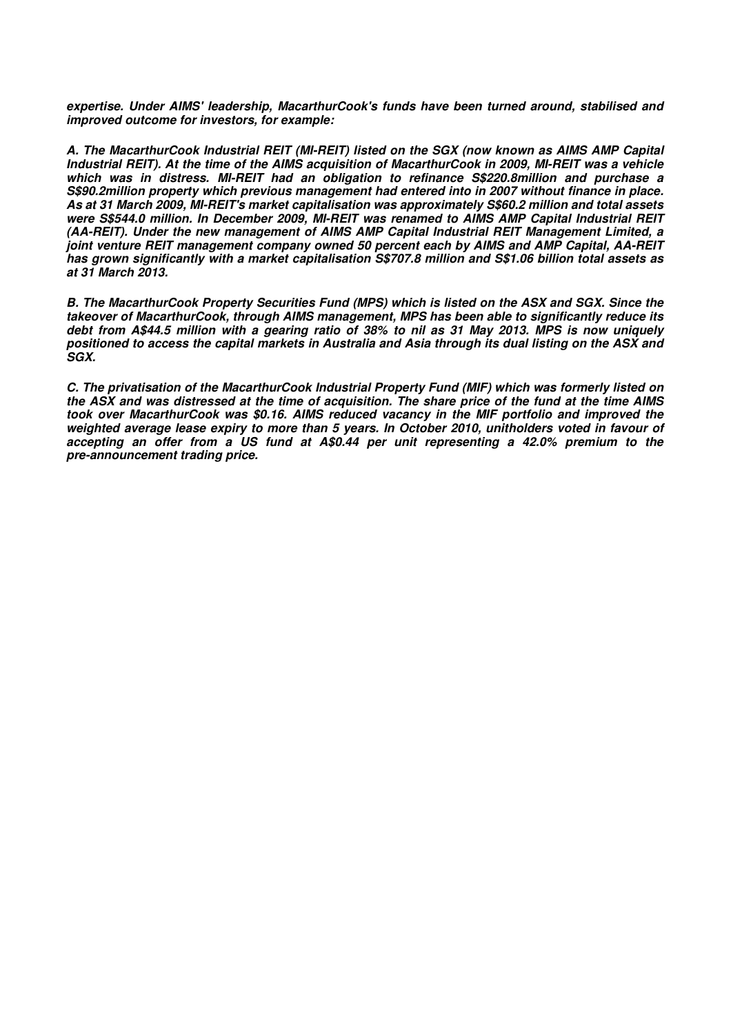***expertise. Under AIMS' leadership, MacarthurCook's funds have been turned around, stabilised and improved outcome for investors, for example:***

***A. The MacarthurCook Industrial REIT (MI-REIT) listed on the SGX (now known as AIMS AMP Capital Industrial REIT). At the time of the AIMS acquisition of MacarthurCook in 2009, MI-REIT was a vehicle which was in distress. MI-REIT had an obligation to refinance S$220.8million and purchase a S$90.2million property which previous management had entered into in 2007 without finance in place. As at 31 March 2009, MI-REIT's market capitalisation was approximately S$60.2 million and total assets were S$544.0 million. In December 2009, MI-REIT was renamed to AIMS AMP Capital Industrial REIT (AA-REIT). Under the new management of AIMS AMP Capital Industrial REIT Management Limited, a joint venture REIT management company owned 50 percent each by AIMS and AMP Capital, AA-REIT has grown significantly with a market capitalisation S$707.8 million and S$1.06 billion total assets as at 31 March 2013.***

***B. The MacarthurCook Property Securities Fund (MPS) which is listed on the ASX and SGX. Since the takeover of MacarthurCook, through AIMS management, MPS has been able to significantly reduce its debt from A$44.5 million with a gearing ratio of 38% to nil as 31 May 2013. MPS is now uniquely positioned to access the capital markets in Australia and Asia through its dual listing on the ASX and SGX.***

***C. The privatisation of the MacarthurCook Industrial Property Fund (MIF) which was formerly listed on the ASX and was distressed at the time of acquisition. The share price of the fund at the time AIMS took over MacarthurCook was $0.16. AIMS reduced vacancy in the MIF portfolio and improved the weighted average lease expiry to more than 5 years. In October 2010, unitholders voted in favour of accepting an offer from a US fund at A$0.44 per unit representing a 42.0% premium to the pre-announcement trading price.***